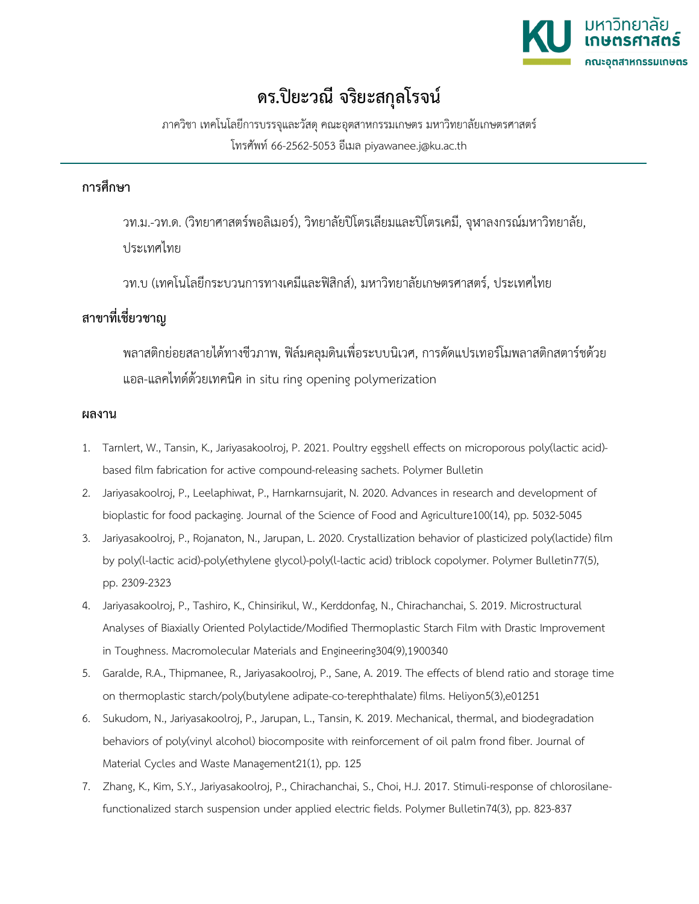# ดร.ปิยะวณี จริยะสกุลโรจน์

ภาควิชา เทคโนโลยีการบรรจุและวัสดุ คณะอุตสาหกรรมเกษตร มหาวิทยาลัยเกษตรศาสตร์

โทรศัพท์ 66-2562-5053 อีเมล piyawanee.j@ku.ac.th

## การศึกษา

วท.ม.-วท.ด. (วิทยาศาสตร์พอลิเมอร์), วิทยาลัยปิโตรเลียมและปิโตรเคมี, จุฬาลงกรณ์มหาวิทยาลัย, ประเทศไทย

วท.บ (เทคโนโลยีกระบวนการทางเคมีและฟิสิกส์), มหาวิทยาลัยเกษตรศาสตร์, ประเทศไทย

## สาขาที่เชี่ยวชาญ

พลาสติกย่อยสลายได้ทางชีวภาพ, ฟิล์มคลุมดินเพื่อระบบนิเวศ, การดัดแปรเทอร์โมพลาสติกสตาร์ชด้วยแอล-แลคไทด์ด้วยเทคนิค in situ ring opening polymerization

## ผลงาน

1. Tarnlert, W., Tansin, K., Jariyasakoolroj, P. 2021. Poultry eggshell effects on microporous poly(lactic acid)-based film fabrication for active compound-releasing sachets. Polymer Bulletin
2. Jariyasakoolroj, P., Leelaphiwat, P., Harnkarnsujarit, N. 2020. Advances in research and development of bioplastic for food packaging. Journal of the Science of Food and Agriculture100(14), pp. 5032-5045
3. Jariyasakoolroj, P., Rojanaton, N., Jarupan, L. 2020. Crystallization behavior of plasticized poly(lactide) film by poly(l-lactic acid)-poly(ethylene glycol)-poly(l-lactic acid) triblock copolymer. Polymer Bulletin77(5), pp. 2309-2323
4. Jariyasakoolroj, P., Tashiro, K., Chinsirikul, W., Kerddonfag, N., Chirachanchai, S. 2019. Microstructural Analyses of Biaxially Oriented Polylactide/Modified Thermoplastic Starch Film with Drastic Improvement in Toughness. Macromolecular Materials and Engineering304(9),1900340
5. Garalde, R.A., Thipmanee, R., Jariyasakoolroj, P., Sane, A. 2019. The effects of blend ratio and storage time on thermoplastic starch/poly(butylene adipate-co-terephthalate) films. Heliyon5(3),e01251
6. Sukudom, N., Jariyasakoolroj, P., Jarupan, L., Tansin, K. 2019. Mechanical, thermal, and biodegradation behaviors of poly(vinyl alcohol) biocomposite with reinforcement of oil palm frond fiber. Journal of Material Cycles and Waste Management21(1), pp. 125
7. Zhang, K., Kim, S.Y., Jariyasakoolroj, P., Chirachanchai, S., Choi, H.J. 2017. Stimuli-response of chlorosilane-functionalized starch suspension under applied electric fields. Polymer Bulletin74(3), pp. 823-837